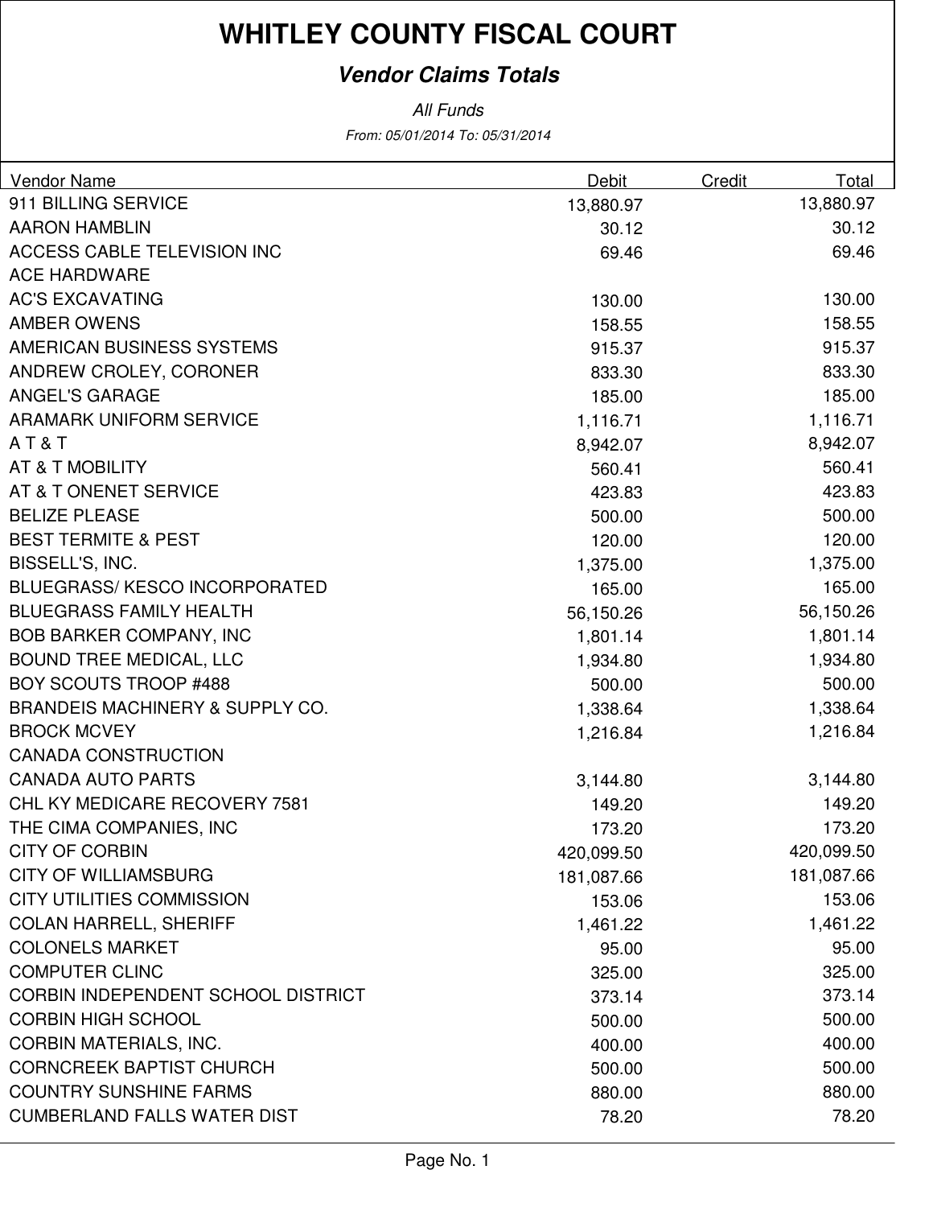# WHITLEY COUNTY FISCAL COURT

## *Vendor Claims Totals*

*All Funds*

*From: 05/01/2014 To: 05/31/2014*

| Vendor Name | Debit | Credit | Total |
|---|---|---|---|
| 911 BILLING SERVICE | 13,880.97 | | 13,880.97 |
| AARON HAMBLIN | 30.12 | | 30.12 |
| ACCESS CABLE TELEVISION INC | 69.46 | | 69.46 |
| ACE HARDWARE | | | |
| AC'S EXCAVATING | 130.00 | | 130.00 |
| AMBER OWENS | 158.55 | | 158.55 |
| AMERICAN BUSINESS SYSTEMS | 915.37 | | 915.37 |
| ANDREW CROLEY, CORONER | 833.30 | | 833.30 |
| ANGEL'S GARAGE | 185.00 | | 185.00 |
| ARAMARK UNIFORM SERVICE | 1,116.71 | | 1,116.71 |
| A T & T | 8,942.07 | | 8,942.07 |
| AT & T MOBILITY | 560.41 | | 560.41 |
| AT & T ONENET SERVICE | 423.83 | | 423.83 |
| BELIZE PLEASE | 500.00 | | 500.00 |
| BEST TERMITE & PEST | 120.00 | | 120.00 |
| BISSELL'S, INC. | 1,375.00 | | 1,375.00 |
| BLUEGRASS/ KESCO INCORPORATED | 165.00 | | 165.00 |
| BLUEGRASS FAMILY HEALTH | 56,150.26 | | 56,150.26 |
| BOB BARKER COMPANY, INC | 1,801.14 | | 1,801.14 |
| BOUND TREE MEDICAL, LLC | 1,934.80 | | 1,934.80 |
| BOY SCOUTS TROOP #488 | 500.00 | | 500.00 |
| BRANDEIS MACHINERY & SUPPLY CO. | 1,338.64 | | 1,338.64 |
| BROCK MCVEY | 1,216.84 | | 1,216.84 |
| CANADA CONSTRUCTION | | | |
| CANADA AUTO PARTS | 3,144.80 | | 3,144.80 |
| CHL KY MEDICARE RECOVERY 7581 | 149.20 | | 149.20 |
| THE CIMA COMPANIES, INC | 173.20 | | 173.20 |
| CITY OF CORBIN | 420,099.50 | | 420,099.50 |
| CITY OF WILLIAMSBURG | 181,087.66 | | 181,087.66 |
| CITY UTILITIES COMMISSION | 153.06 | | 153.06 |
| COLAN HARRELL, SHERIFF | 1,461.22 | | 1,461.22 |
| COLONELS MARKET | 95.00 | | 95.00 |
| COMPUTER CLINC | 325.00 | | 325.00 |
| CORBIN INDEPENDENT SCHOOL DISTRICT | 373.14 | | 373.14 |
| CORBIN HIGH SCHOOL | 500.00 | | 500.00 |
| CORBIN MATERIALS, INC. | 400.00 | | 400.00 |
| CORNCREEK BAPTIST CHURCH | 500.00 | | 500.00 |
| COUNTRY SUNSHINE FARMS | 880.00 | | 880.00 |
| CUMBERLAND FALLS WATER DIST | 78.20 | | 78.20 |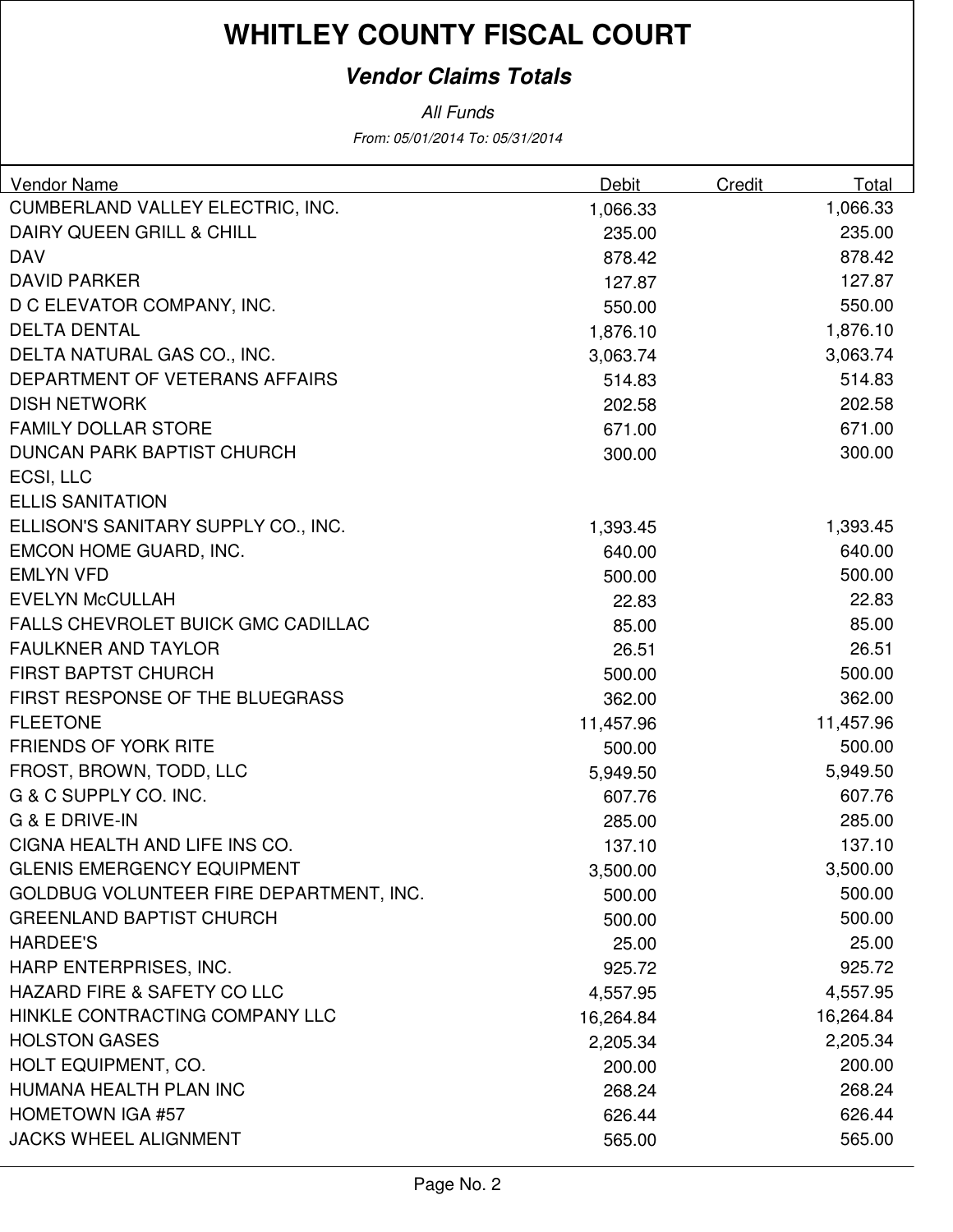# WHITLEY COUNTY FISCAL COURT

## *Vendor Claims Totals*

*All Funds*

*From: 05/01/2014 To: 05/31/2014*

| Vendor Name | Debit | Credit | Total |
|---|---|---|---|
| CUMBERLAND VALLEY ELECTRIC, INC. | 1,066.33 | | 1,066.33 |
| DAIRY QUEEN GRILL & CHILL | 235.00 | | 235.00 |
| DAV | 878.42 | | 878.42 |
| DAVID PARKER | 127.87 | | 127.87 |
| D C ELEVATOR COMPANY, INC. | 550.00 | | 550.00 |
| DELTA DENTAL | 1,876.10 | | 1,876.10 |
| DELTA NATURAL GAS CO., INC. | 3,063.74 | | 3,063.74 |
| DEPARTMENT OF VETERANS AFFAIRS | 514.83 | | 514.83 |
| DISH NETWORK | 202.58 | | 202.58 |
| FAMILY DOLLAR STORE | 671.00 | | 671.00 |
| DUNCAN PARK BAPTIST CHURCH | 300.00 | | 300.00 |
| ECSI, LLC | | | |
| ELLIS SANITATION | | | |
| ELLISON'S SANITARY SUPPLY CO., INC. | 1,393.45 | | 1,393.45 |
| EMCON HOME GUARD, INC. | 640.00 | | 640.00 |
| EMLYN VFD | 500.00 | | 500.00 |
| EVELYN McCULLAH | 22.83 | | 22.83 |
| FALLS CHEVROLET BUICK GMC CADILLAC | 85.00 | | 85.00 |
| FAULKNER AND TAYLOR | 26.51 | | 26.51 |
| FIRST BAPTST CHURCH | 500.00 | | 500.00 |
| FIRST RESPONSE OF THE BLUEGRASS | 362.00 | | 362.00 |
| FLEETONE | 11,457.96 | | 11,457.96 |
| FRIENDS OF YORK RITE | 500.00 | | 500.00 |
| FROST, BROWN, TODD, LLC | 5,949.50 | | 5,949.50 |
| G & C SUPPLY CO. INC. | 607.76 | | 607.76 |
| G & E DRIVE-IN | 285.00 | | 285.00 |
| CIGNA HEALTH AND LIFE INS CO. | 137.10 | | 137.10 |
| GLENIS EMERGENCY EQUIPMENT | 3,500.00 | | 3,500.00 |
| GOLDBUG VOLUNTEER FIRE DEPARTMENT, INC. | 500.00 | | 500.00 |
| GREENLAND BAPTIST CHURCH | 500.00 | | 500.00 |
| HARDEE'S | 25.00 | | 25.00 |
| HARP ENTERPRISES, INC. | 925.72 | | 925.72 |
| HAZARD FIRE & SAFETY CO LLC | 4,557.95 | | 4,557.95 |
| HINKLE CONTRACTING COMPANY LLC | 16,264.84 | | 16,264.84 |
| HOLSTON GASES | 2,205.34 | | 2,205.34 |
| HOLT EQUIPMENT, CO. | 200.00 | | 200.00 |
| HUMANA HEALTH PLAN INC | 268.24 | | 268.24 |
| HOMETOWN IGA #57 | 626.44 | | 626.44 |
| JACKS WHEEL ALIGNMENT | 565.00 | | 565.00 |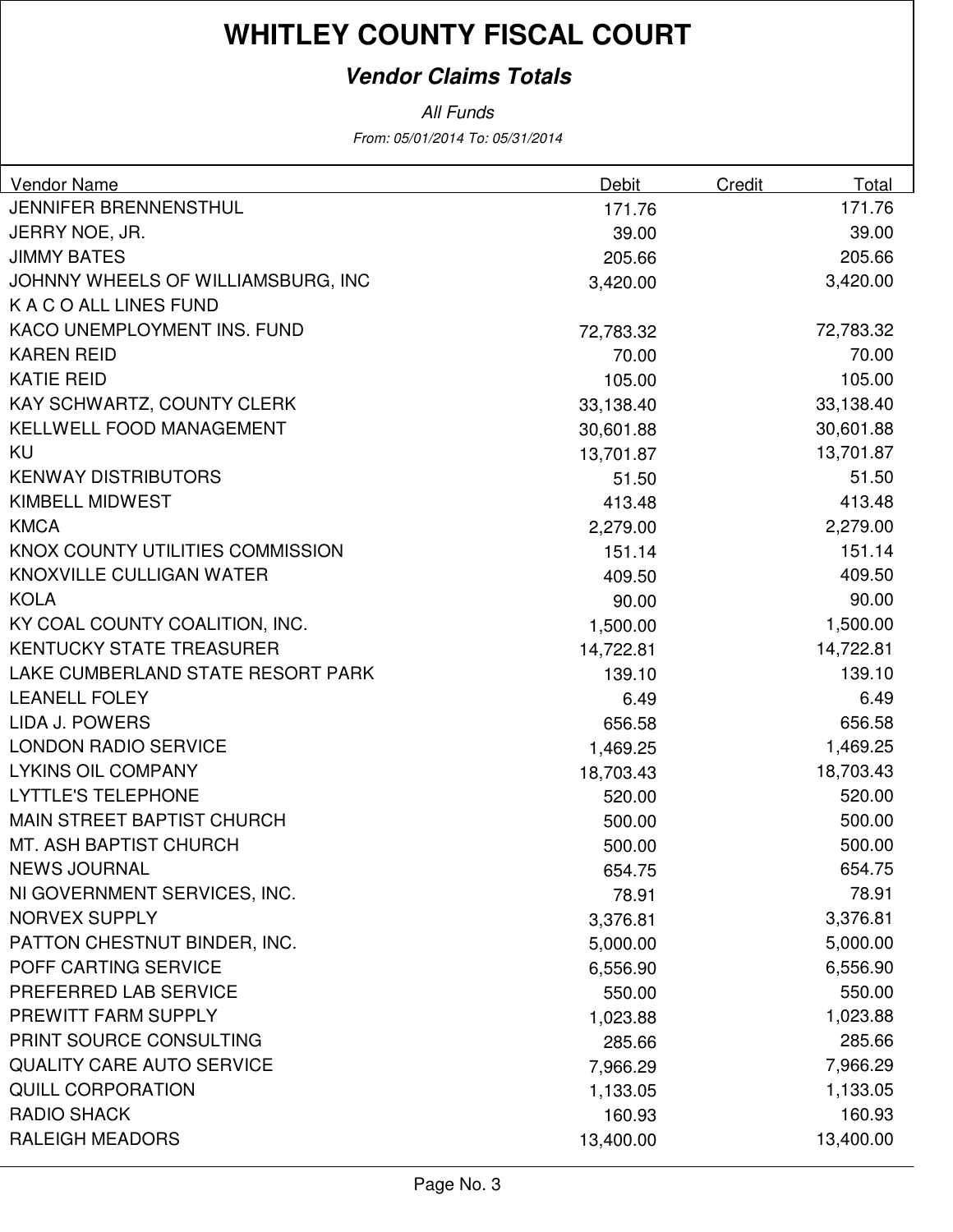# WHITLEY COUNTY FISCAL COURT

## *Vendor Claims Totals*

*All Funds*

*From: 05/01/2014 To: 05/31/2014*

| Vendor Name | Debit | Credit | Total |
|---|---|---|---|
| JENNIFER BRENNENSTHUL | 171.76 | | 171.76 |
| JERRY NOE, JR. | 39.00 | | 39.00 |
| JIMMY BATES | 205.66 | | 205.66 |
| JOHNNY WHEELS OF WILLIAMSBURG, INC | 3,420.00 | | 3,420.00 |
| K A C O ALL LINES FUND | | | |
| KACO UNEMPLOYMENT INS. FUND | 72,783.32 | | 72,783.32 |
| KAREN REID | 70.00 | | 70.00 |
| KATIE REID | 105.00 | | 105.00 |
| KAY SCHWARTZ, COUNTY CLERK | 33,138.40 | | 33,138.40 |
| KELLWELL FOOD MANAGEMENT | 30,601.88 | | 30,601.88 |
| KU | 13,701.87 | | 13,701.87 |
| KENWAY DISTRIBUTORS | 51.50 | | 51.50 |
| KIMBELL MIDWEST | 413.48 | | 413.48 |
| KMCA | 2,279.00 | | 2,279.00 |
| KNOX COUNTY UTILITIES COMMISSION | 151.14 | | 151.14 |
| KNOXVILLE CULLIGAN WATER | 409.50 | | 409.50 |
| KOLA | 90.00 | | 90.00 |
| KY COAL COUNTY COALITION, INC. | 1,500.00 | | 1,500.00 |
| KENTUCKY STATE TREASURER | 14,722.81 | | 14,722.81 |
| LAKE CUMBERLAND STATE RESORT PARK | 139.10 | | 139.10 |
| LEANELL FOLEY | 6.49 | | 6.49 |
| LIDA J. POWERS | 656.58 | | 656.58 |
| LONDON RADIO SERVICE | 1,469.25 | | 1,469.25 |
| LYKINS OIL COMPANY | 18,703.43 | | 18,703.43 |
| LYTTLE'S TELEPHONE | 520.00 | | 520.00 |
| MAIN STREET BAPTIST CHURCH | 500.00 | | 500.00 |
| MT. ASH BAPTIST CHURCH | 500.00 | | 500.00 |
| NEWS JOURNAL | 654.75 | | 654.75 |
| NI GOVERNMENT SERVICES, INC. | 78.91 | | 78.91 |
| NORVEX SUPPLY | 3,376.81 | | 3,376.81 |
| PATTON CHESTNUT BINDER, INC. | 5,000.00 | | 5,000.00 |
| POFF CARTING SERVICE | 6,556.90 | | 6,556.90 |
| PREFERRED LAB SERVICE | 550.00 | | 550.00 |
| PREWITT FARM SUPPLY | 1,023.88 | | 1,023.88 |
| PRINT SOURCE CONSULTING | 285.66 | | 285.66 |
| QUALITY CARE AUTO SERVICE | 7,966.29 | | 7,966.29 |
| QUILL CORPORATION | 1,133.05 | | 1,133.05 |
| RADIO SHACK | 160.93 | | 160.93 |
| RALEIGH MEADORS | 13,400.00 | | 13,400.00 |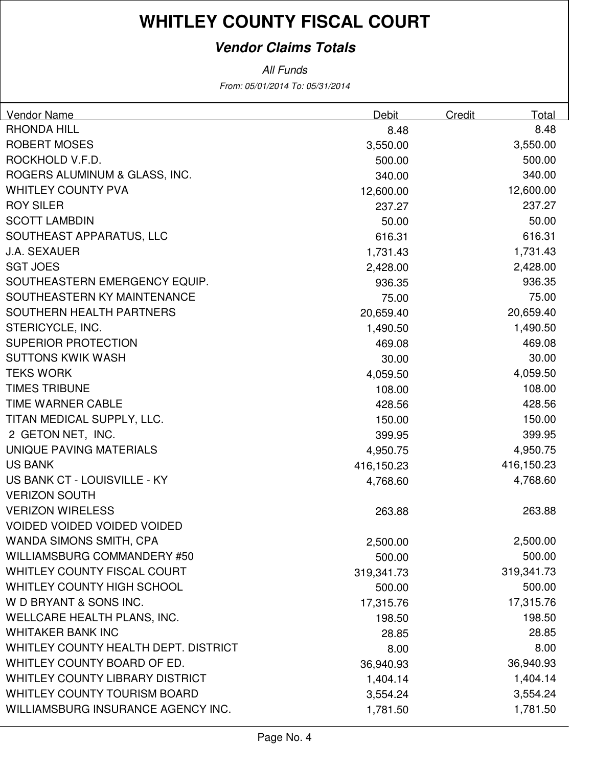# WHITLEY COUNTY FISCAL COURT

## *Vendor Claims Totals*

*All Funds*

*From: 05/01/2014 To: 05/31/2014*

| Vendor Name | Debit | Credit | Total |
|---|---|---|---|
| RHONDA HILL | 8.48 | | 8.48 |
| ROBERT MOSES | 3,550.00 | | 3,550.00 |
| ROCKHOLD V.F.D. | 500.00 | | 500.00 |
| ROGERS ALUMINUM & GLASS, INC. | 340.00 | | 340.00 |
| WHITLEY COUNTY PVA | 12,600.00 | | 12,600.00 |
| ROY SILER | 237.27 | | 237.27 |
| SCOTT LAMBDIN | 50.00 | | 50.00 |
| SOUTHEAST APPARATUS, LLC | 616.31 | | 616.31 |
| J.A. SEXAUER | 1,731.43 | | 1,731.43 |
| SGT JOES | 2,428.00 | | 2,428.00 |
| SOUTHEASTERN EMERGENCY EQUIP. | 936.35 | | 936.35 |
| SOUTHEASTERN KY MAINTENANCE | 75.00 | | 75.00 |
| SOUTHERN HEALTH PARTNERS | 20,659.40 | | 20,659.40 |
| STERICYCLE, INC. | 1,490.50 | | 1,490.50 |
| SUPERIOR PROTECTION | 469.08 | | 469.08 |
| SUTTONS KWIK WASH | 30.00 | | 30.00 |
| TEKS WORK | 4,059.50 | | 4,059.50 |
| TIMES TRIBUNE | 108.00 | | 108.00 |
| TIME WARNER CABLE | 428.56 | | 428.56 |
| TITAN MEDICAL SUPPLY, LLC. | 150.00 | | 150.00 |
| 2 GETON NET, INC. | 399.95 | | 399.95 |
| UNIQUE PAVING MATERIALS | 4,950.75 | | 4,950.75 |
| US BANK | 416,150.23 | | 416,150.23 |
| US BANK CT - LOUISVILLE - KY | 4,768.60 | | 4,768.60 |
| VERIZON SOUTH | | | |
| VERIZON WIRELESS | 263.88 | | 263.88 |
| VOIDED VOIDED VOIDED VOIDED | | | |
| WANDA SIMONS SMITH, CPA | 2,500.00 | | 2,500.00 |
| WILLIAMSBURG COMMANDERY #50 | 500.00 | | 500.00 |
| WHITLEY COUNTY FISCAL COURT | 319,341.73 | | 319,341.73 |
| WHITLEY COUNTY HIGH SCHOOL | 500.00 | | 500.00 |
| W D BRYANT & SONS INC. | 17,315.76 | | 17,315.76 |
| WELLCARE HEALTH PLANS, INC. | 198.50 | | 198.50 |
| WHITAKER BANK INC | 28.85 | | 28.85 |
| WHITLEY COUNTY HEALTH DEPT. DISTRICT | 8.00 | | 8.00 |
| WHITLEY COUNTY BOARD OF ED. | 36,940.93 | | 36,940.93 |
| WHITLEY COUNTY LIBRARY DISTRICT | 1,404.14 | | 1,404.14 |
| WHITLEY COUNTY TOURISM BOARD | 3,554.24 | | 3,554.24 |
| WILLIAMSBURG INSURANCE AGENCY INC. | 1,781.50 | | 1,781.50 |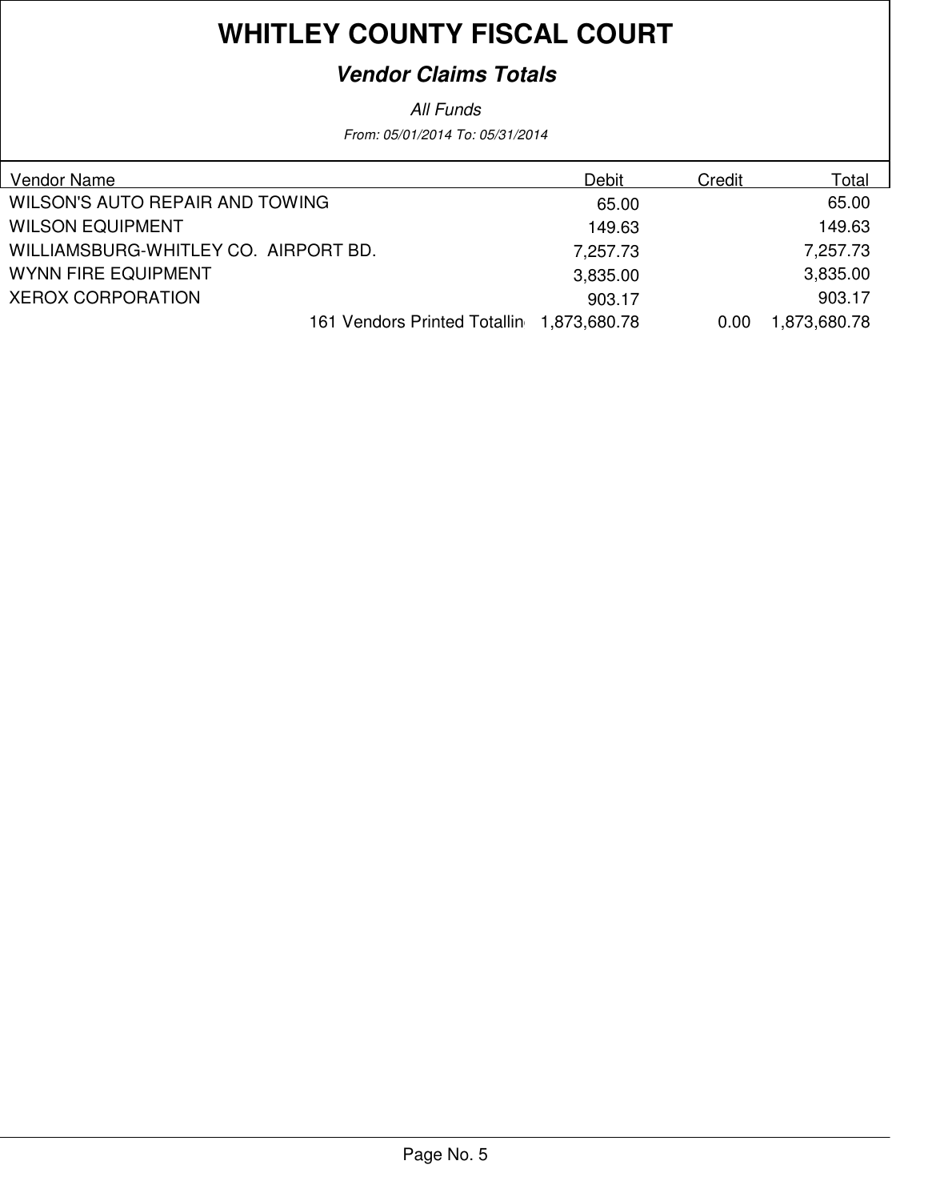# WHITLEY COUNTY FISCAL COURT

## *Vendor Claims Totals*

*All Funds*

*From: 05/01/2014 To: 05/31/2014*

| Vendor Name | Debit | Credit | Total |
|---|---|---|---|
| WILSON'S AUTO REPAIR AND TOWING | 65.00 | | 65.00 |
| WILSON EQUIPMENT | 149.63 | | 149.63 |
| WILLIAMSBURG-WHITLEY CO. AIRPORT BD. | 7,257.73 | | 7,257.73 |
| WYNN FIRE EQUIPMENT | 3,835.00 | | 3,835.00 |
| XEROX CORPORATION | 903.17 | | 903.17 |
| 161 Vendors Printed Totallin | 1,873,680.78 | 0.00 | 1,873,680.78 |